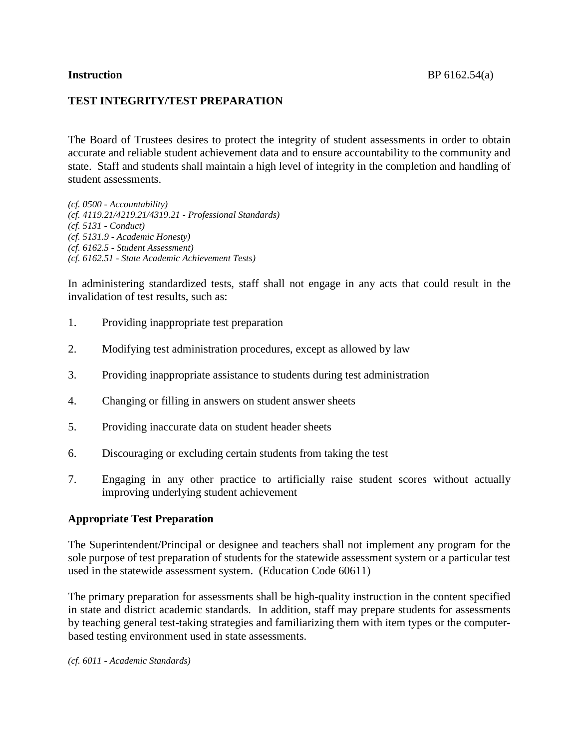**Instruction** BP 6162.54(a)

## TEST INTEGRITY/TEST PREPARATION

The Board of Trustees desires to protect the integrity of student assessments in order to obtain accurate and reliable student achievement data and to ensure accountability to the community and state. Staff and students shall maintain a high level of integrity in the completion and handling of student assessments.

*(cf. 0500 - Accountability)*
*(cf. 4119.21/4219.21/4319.21 - Professional Standards)*
*(cf. 5131 - Conduct)*
*(cf. 5131.9 - Academic Honesty)*
*(cf. 6162.5 - Student Assessment)*
*(cf. 6162.51 - State Academic Achievement Tests)*

In administering standardized tests, staff shall not engage in any acts that could result in the invalidation of test results, such as:

1. Providing inappropriate test preparation

2. Modifying test administration procedures, except as allowed by law

3. Providing inappropriate assistance to students during test administration

4. Changing or filling in answers on student answer sheets

5. Providing inaccurate data on student header sheets

6. Discouraging or excluding certain students from taking the test

7. Engaging in any other practice to artificially raise student scores without actually improving underlying student achievement

### Appropriate Test Preparation

The Superintendent/Principal or designee and teachers shall not implement any program for the sole purpose of test preparation of students for the statewide assessment system or a particular test used in the statewide assessment system. (Education Code 60611)

The primary preparation for assessments shall be high-quality instruction in the content specified in state and district academic standards. In addition, staff may prepare students for assessments by teaching general test-taking strategies and familiarizing them with item types or the computer-based testing environment used in state assessments.

*(cf. 6011 - Academic Standards)*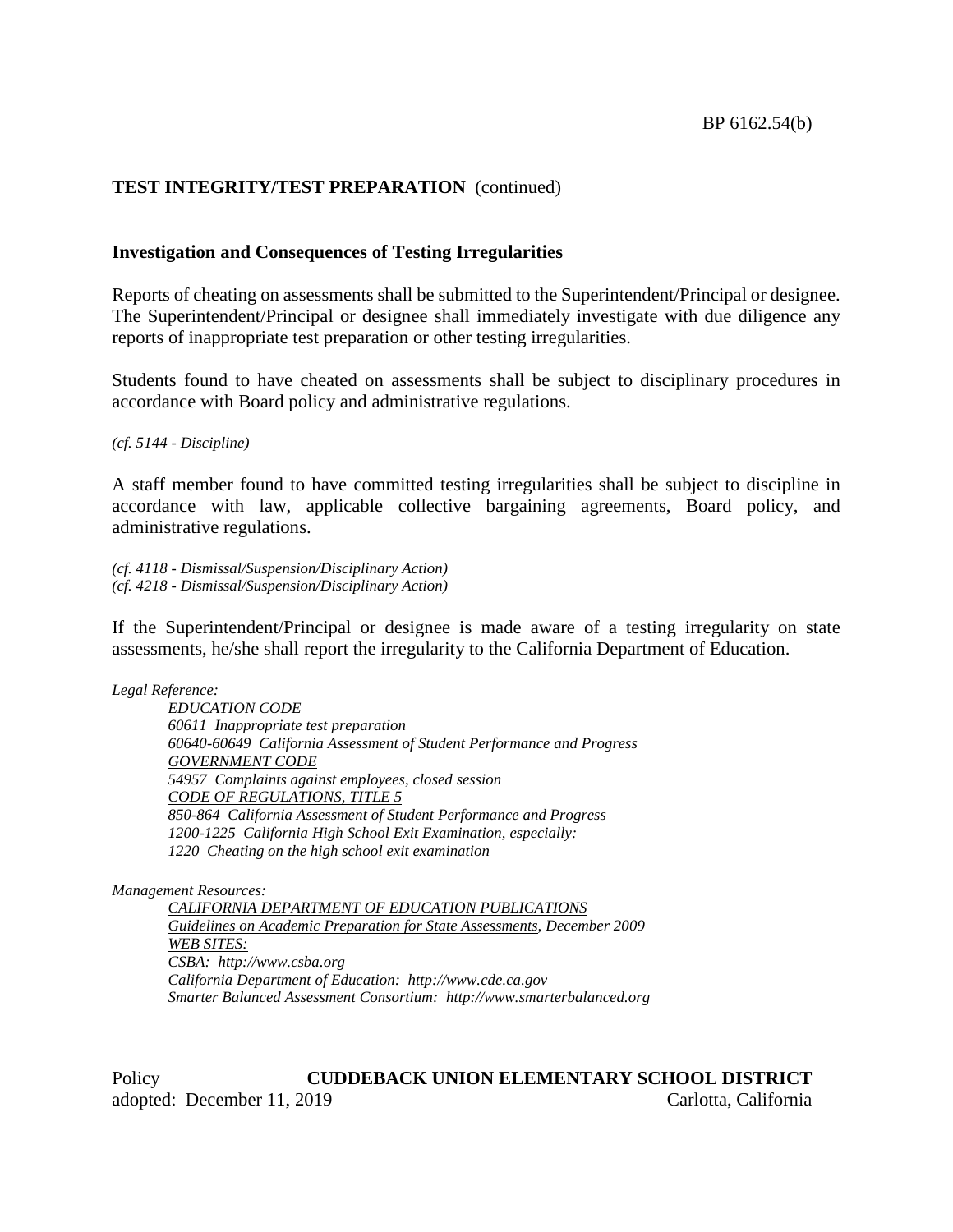**TEST INTEGRITY/TEST PREPARATION** (continued)

## Investigation and Consequences of Testing Irregularities

Reports of cheating on assessments shall be submitted to the Superintendent/Principal or designee. The Superintendent/Principal or designee shall immediately investigate with due diligence any reports of inappropriate test preparation or other testing irregularities.

Students found to have cheated on assessments shall be subject to disciplinary procedures in accordance with Board policy and administrative regulations.

*(cf. 5144 - Discipline)*

A staff member found to have committed testing irregularities shall be subject to discipline in accordance with law, applicable collective bargaining agreements, Board policy, and administrative regulations.

*(cf. 4118 - Dismissal/Suspension/Disciplinary Action)*
*(cf. 4218 - Dismissal/Suspension/Disciplinary Action)*

If the Superintendent/Principal or designee is made aware of a testing irregularity on state assessments, he/she shall report the irregularity to the California Department of Education.

*Legal Reference:*

*EDUCATION CODE*
*60611 Inappropriate test preparation*
*60640-60649 California Assessment of Student Performance and Progress*
*GOVERNMENT CODE*
*54957 Complaints against employees, closed session*
*CODE OF REGULATIONS, TITLE 5*
*850-864 California Assessment of Student Performance and Progress*
*1200-1225 California High School Exit Examination, especially:*
*1220 Cheating on the high school exit examination*

*Management Resources:*

*CALIFORNIA DEPARTMENT OF EDUCATION PUBLICATIONS*
*Guidelines on Academic Preparation for State Assessments, December 2009*
*WEB SITES:*
*CSBA: http://www.csba.org*
*California Department of Education: http://www.cde.ca.gov*
*Smarter Balanced Assessment Consortium: http://www.smarterbalanced.org*

Policy **CUDDEBACK UNION ELEMENTARY SCHOOL DISTRICT**
adopted: December 11, 2019 Carlotta, California